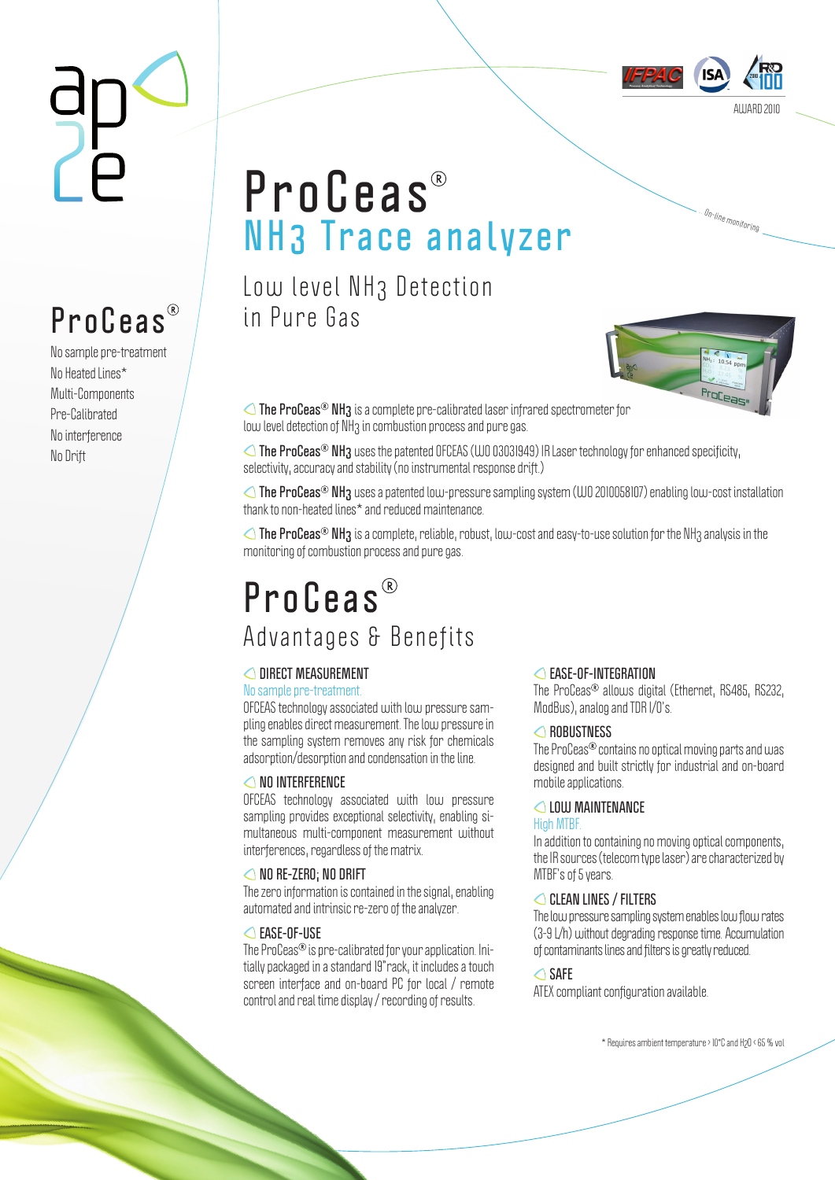AWARD 2010

# ProCeas®

## $NH_3$ Trace analyzer

On-line monitoring

### Low level $NH_3$ Detection in Pure Gas

## ProCeas®

No sample pre-treatment
No Heated Lines*
Multi-Components
Pre-Calibrated
No interference
No Drift

**The ProCeas® $NH_3$** is a complete pre-calibrated laser infrared spectrometer for low level detection of $NH_3$ in combustion process and pure gas.

**The ProCeas® $NH_3$** uses the patented OFCEAS (WO 03031949) IR Laser technology for enhanced specificity, selectivity, accuracy and stability (no instrumental response drift.)

**The ProCeas® $NH_3$** uses a patented low-pressure sampling system (WO 2010058107) enabling low-cost installation thank to non-heated lines* and reduced maintenance.

**The ProCeas® $NH_3$** is a complete, reliable, robust, low-cost and easy-to-use solution for the $NH_3$ analysis in the monitoring of combustion process and pure gas.

# ProCeas®

## Advantages & Benefits

### DIRECT MEASUREMENT

No sample pre-treatment

OFCEAS technology associated with low pressure sampling enables direct measurement. The low pressure in the sampling system removes any risk for chemicals adsorption/desorption and condensation in the line.

### NO INTERFERENCE

OFCEAS technology associated with low pressure sampling provides exceptional selectivity, enabling simultaneous multi-component measurement without interferences, regardless of the matrix.

### NO RE-ZERO; NO DRIFT

The zero information is contained in the signal, enabling automated and intrinsic re-zero of the analyzer.

### EASE-OF-USE

The ProCeas® is pre-calibrated for your application. Initially packaged in a standard 19"rack, it includes a touch screen interface and on-board PC for local / remote control and real time display / recording of results.

### EASE-OF-INTEGRATION

The ProCeas® allows digital (Ethernet, RS485, RS232, ModBus), analog and TOR I/O's.

### ROBUSTNESS

The ProCeas® contains no optical moving parts and was designed and built strictly for industrial and on-board mobile applications.

### LOW MAINTENANCE

High MTBF.

In addition to containing no moving optical components, the IR sources (telecom type laser) are characterized by MTBF's of 5 years.

### CLEAN LINES / FILTERS

The low pressure sampling system enables low flow rates (3-9 L/h) without degrading response time. Accumulation of contaminants lines and filters is greatly reduced.

### SAFE

ATEX compliant configuration available.

\* Requires ambient temperature > 10°C and $H_2O$ < 65 % vol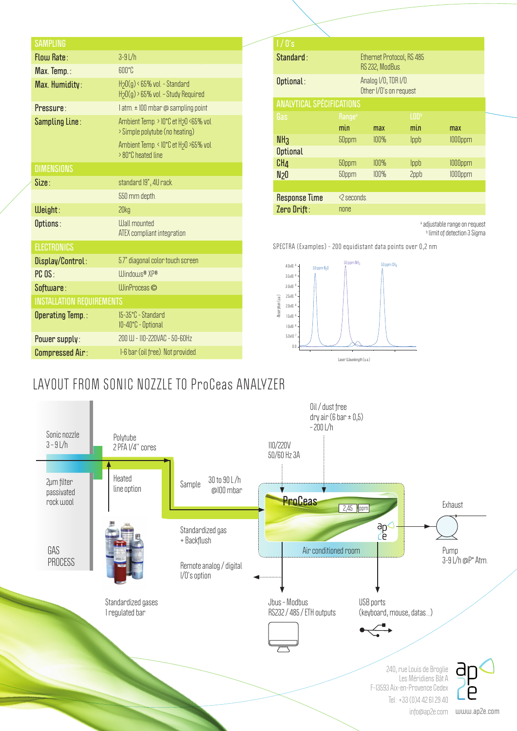| SAMPLING | |
|---|---|
| **Flow Rate :** | 3-9 L/h |
| **Max. Temp. :** | 600°C |
| **Max. Humidity :** | $H_2O$(g) < 65% vol. - Standard<br>$H_2O$(g) > 65% vol. - Study Required |
| **Pressure :** | 1 atm. ± 100 mbar @ sampling point |
| **Sampling Line :** | Ambient Temp. > 10°C et $H_2O$ <65% vol.<br>> Simple polytube (no heating)<br>Ambient Temp. < 10°C et $H_2O$ >65% vol.<br>> 80°C heated line |
| **DIMENSIONS** | |
| **Size :** | standard 19", 4U rack |
| | 550 mm depth |
| **Weight :** | 20kg |
| **Options :** | Wall mounted<br>ATEX compliant integration |
| **ELECTRONICS** | |
| **Display/Control :** | 5.7" diagonal color touch screen |
| **PC OS :** | Windows® XP® |
| **Software :** | WinProceas © |
| **INSTALLATION REQUIREMENTS** | |
| **Operating Temp. :** | 15-35°C - Standard<br>10-40°C - Optional |
| **Power supply :** | 200 W - 110-220VAC - 50-60Hz |
| **Compressed Air :** | 1-6 bar (oil free). Not provided |

| I / O's | |
|---|---|
| **Standard :** | Ethernet Protocol, RS 485<br>RS 232, ModBus |
| **Optional :** | Analog I/O, TOR I/O<br>Other I/O's on request |

| ANALYTICAL SPÉCIFICATIONS | | | | |
|---|---|---|---|---|
| Gas | Range[a] | | LOD[b] | |
| | min | max | min | max |
| $NH_3$ | 50ppm | 100% | 1ppb | 1000ppm |
| **Optional** | | | | |
| $CH_4$ | 50ppm | 100% | 1ppb | 1000ppm |
| $N_2O$ | 50ppm | 100% | 2ppb | 1000ppm |
| | | | | |
| **Response Time** | <2 seconds. | | | |
| **Zero Drift :** | none | | | |

[a] adjustable range on request
[b] limit of detection 3 Sigma

SPECTRA (Examples) - 200 equidistant data points over 0,2 nm

50ppm $N_2O$
50ppm $NH_3$
50ppm $CH_4$
4.0x10⁻⁶
3.5x10⁻⁶
3.0x10⁻⁶
2.5x10⁻⁶
2.0x10⁻⁶
1.5x10⁻⁶
1.0x10⁻⁶
5.0x10⁻⁷
0.0
Absorption (u.a.)
Laser Wavelength (u.a.)

## LAYOUT FROM SONIC NOZZLE TO ProCeas ANALYZER

Sonic nozzle
3 - 9 L/h

2µm filter
passivated
rock wool

GAS
PROCESS

Polytube
2 PFA 1/4" cores

Heated
line option

Standardized gases
1 regulated bar

Sample
30 to 90 L/h
@100 mbar

Standardized gas
+ Backflush

Remote analog / digital
I/O's option

110/220V
50/60 Hz 3A

Oil / dust free
dry air (6 bar ± 0,5)
- 200 L/h

ProCeas
2,45 ppm
Air conditioned room

Exhaust

Pump
3-9 L/h @P° Atm.

Jbus - Modbus
RS232 / 485 / ETH outputs

USB ports
(keyboard, mouse, datas...)

240, rue Louis de Broglie
Les Méridiens Bât A
F-13593 Aix-en-Provence Cedex
Tel. : +33 (0)4 42 61 29 40
info@ap2e.com
www.ap2e.com